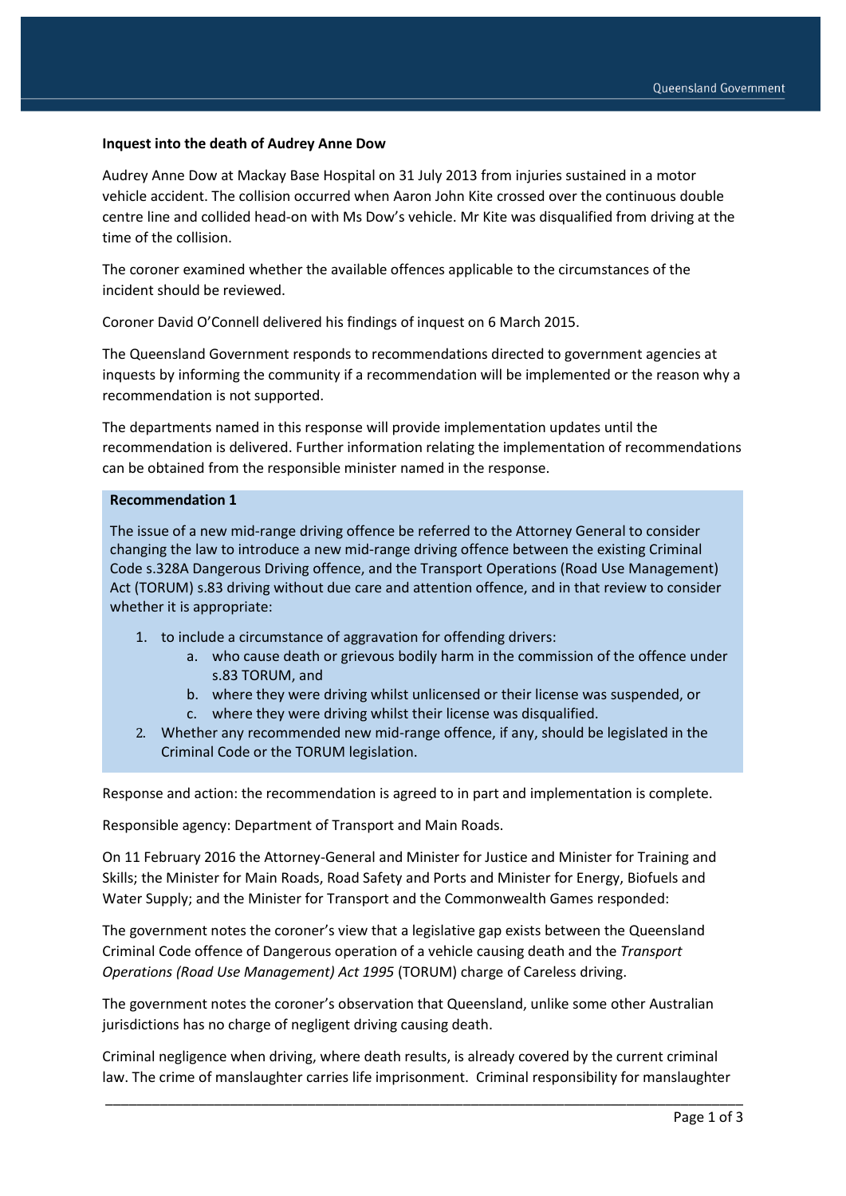**Inquest into the death of Audrey Anne Dow**

Audrey Anne Dow at Mackay Base Hospital on 31 July 2013 from injuries sustained in a motor vehicle accident. The collision occurred when Aaron John Kite crossed over the continuous double centre line and collided head-on with Ms Dow's vehicle. Mr Kite was disqualified from driving at the time of the collision.

The coroner examined whether the available offences applicable to the circumstances of the incident should be reviewed.

Coroner David O'Connell delivered his findings of inquest on 6 March 2015.

The Queensland Government responds to recommendations directed to government agencies at inquests by informing the community if a recommendation will be implemented or the reason why a recommendation is not supported.

The departments named in this response will provide implementation updates until the recommendation is delivered. Further information relating the implementation of recommendations can be obtained from the responsible minister named in the response.

**Recommendation 1**

The issue of a new mid-range driving offence be referred to the Attorney General to consider changing the law to introduce a new mid-range driving offence between the existing Criminal Code s.328A Dangerous Driving offence, and the Transport Operations (Road Use Management) Act (TORUM) s.83 driving without due care and attention offence, and in that review to consider whether it is appropriate:

1. to include a circumstance of aggravation for offending drivers:
   a. who cause death or grievous bodily harm in the commission of the offence under s.83 TORUM, and
   b. where they were driving whilst unlicensed or their license was suspended, or
   c. where they were driving whilst their license was disqualified.
2. Whether any recommended new mid-range offence, if any, should be legislated in the Criminal Code or the TORUM legislation.

Response and action: the recommendation is agreed to in part and implementation is complete.

Responsible agency: Department of Transport and Main Roads.

On 11 February 2016 the Attorney-General and Minister for Justice and Minister for Training and Skills; the Minister for Main Roads, Road Safety and Ports and Minister for Energy, Biofuels and Water Supply; and the Minister for Transport and the Commonwealth Games responded:

The government notes the coroner's view that a legislative gap exists between the Queensland Criminal Code offence of Dangerous operation of a vehicle causing death and the *Transport Operations (Road Use Management) Act 1995* (TORUM) charge of Careless driving.

The government notes the coroner's observation that Queensland, unlike some other Australian jurisdictions has no charge of negligent driving causing death.

Criminal negligence when driving, where death results, is already covered by the current criminal law. The crime of manslaughter carries life imprisonment. Criminal responsibility for manslaughter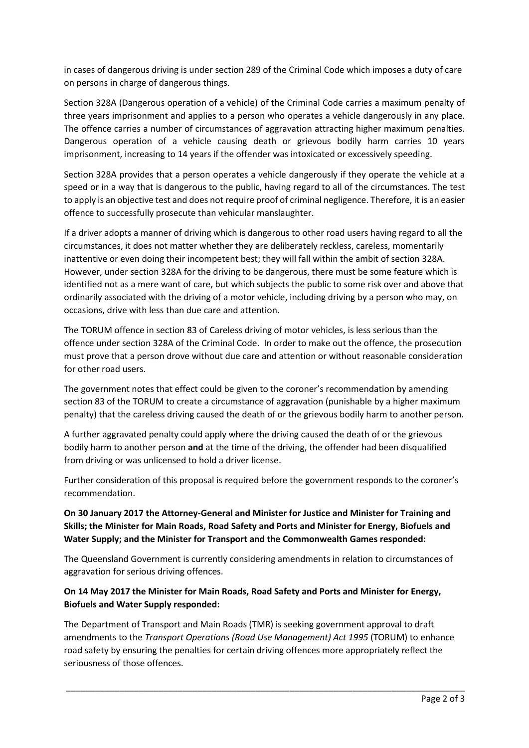in cases of dangerous driving is under section 289 of the Criminal Code which imposes a duty of care on persons in charge of dangerous things.

Section 328A (Dangerous operation of a vehicle) of the Criminal Code carries a maximum penalty of three years imprisonment and applies to a person who operates a vehicle dangerously in any place. The offence carries a number of circumstances of aggravation attracting higher maximum penalties. Dangerous operation of a vehicle causing death or grievous bodily harm carries 10 years imprisonment, increasing to 14 years if the offender was intoxicated or excessively speeding.

Section 328A provides that a person operates a vehicle dangerously if they operate the vehicle at a speed or in a way that is dangerous to the public, having regard to all of the circumstances. The test to apply is an objective test and does not require proof of criminal negligence. Therefore, it is an easier offence to successfully prosecute than vehicular manslaughter.

If a driver adopts a manner of driving which is dangerous to other road users having regard to all the circumstances, it does not matter whether they are deliberately reckless, careless, momentarily inattentive or even doing their incompetent best; they will fall within the ambit of section 328A. However, under section 328A for the driving to be dangerous, there must be some feature which is identified not as a mere want of care, but which subjects the public to some risk over and above that ordinarily associated with the driving of a motor vehicle, including driving by a person who may, on occasions, drive with less than due care and attention.

The TORUM offence in section 83 of Careless driving of motor vehicles, is less serious than the offence under section 328A of the Criminal Code. In order to make out the offence, the prosecution must prove that a person drove without due care and attention or without reasonable consideration for other road users.

The government notes that effect could be given to the coroner's recommendation by amending section 83 of the TORUM to create a circumstance of aggravation (punishable by a higher maximum penalty) that the careless driving caused the death of or the grievous bodily harm to another person.

A further aggravated penalty could apply where the driving caused the death of or the grievous bodily harm to another person **and** at the time of the driving, the offender had been disqualified from driving or was unlicensed to hold a driver license.

Further consideration of this proposal is required before the government responds to the coroner's recommendation.

**On 30 January 2017 the Attorney-General and Minister for Justice and Minister for Training and Skills; the Minister for Main Roads, Road Safety and Ports and Minister for Energy, Biofuels and Water Supply; and the Minister for Transport and the Commonwealth Games responded:**

The Queensland Government is currently considering amendments in relation to circumstances of aggravation for serious driving offences.

**On 14 May 2017 the Minister for Main Roads, Road Safety and Ports and Minister for Energy, Biofuels and Water Supply responded:**

The Department of Transport and Main Roads (TMR) is seeking government approval to draft amendments to the *Transport Operations (Road Use Management) Act 1995* (TORUM) to enhance road safety by ensuring the penalties for certain driving offences more appropriately reflect the seriousness of those offences.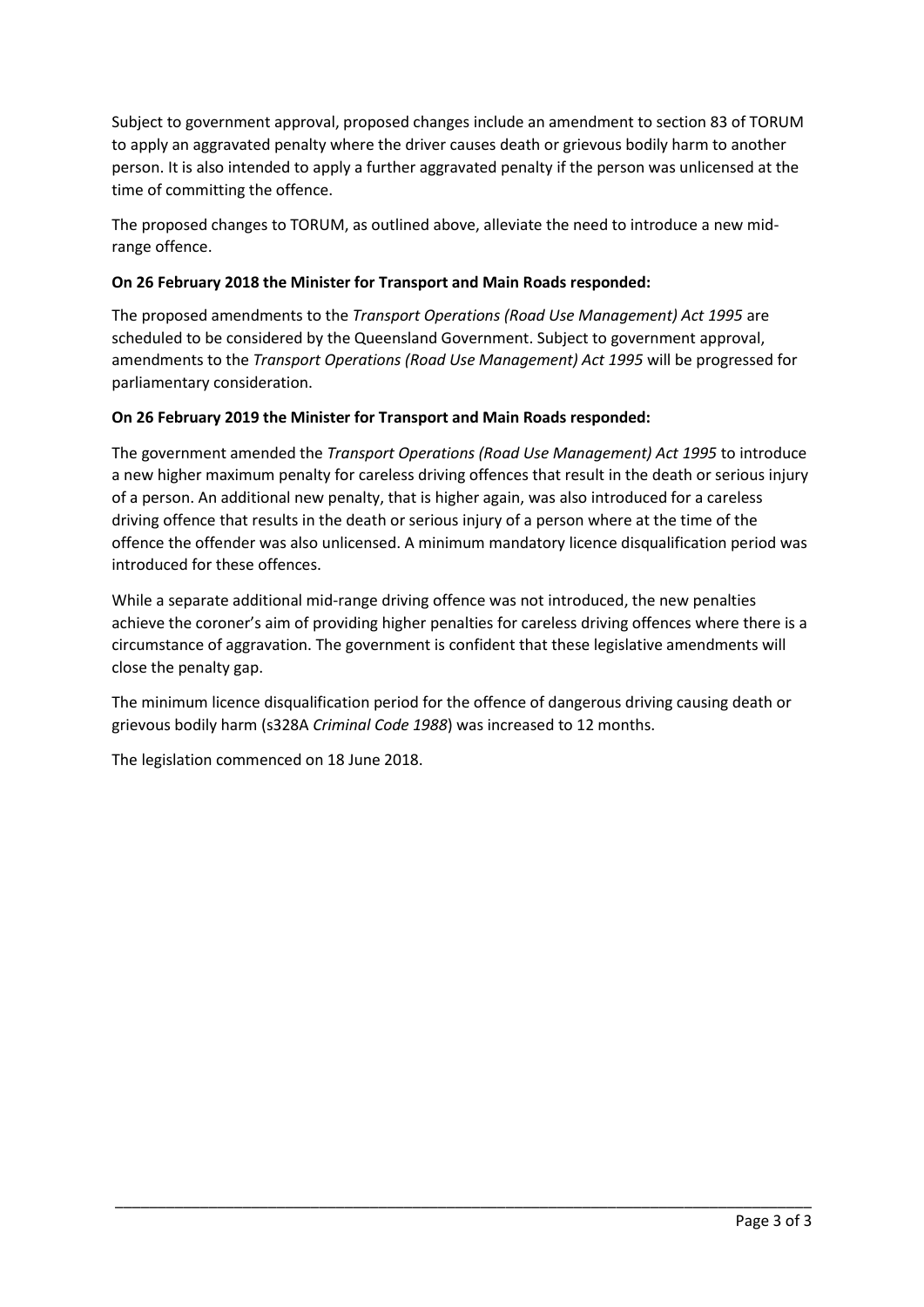Subject to government approval, proposed changes include an amendment to section 83 of TORUM to apply an aggravated penalty where the driver causes death or grievous bodily harm to another person. It is also intended to apply a further aggravated penalty if the person was unlicensed at the time of committing the offence.

The proposed changes to TORUM, as outlined above, alleviate the need to introduce a new mid-range offence.

**On 26 February 2018 the Minister for Transport and Main Roads responded:**

The proposed amendments to the *Transport Operations (Road Use Management) Act 1995* are scheduled to be considered by the Queensland Government. Subject to government approval, amendments to the *Transport Operations (Road Use Management) Act 1995* will be progressed for parliamentary consideration.

**On 26 February 2019 the Minister for Transport and Main Roads responded:**

The government amended the *Transport Operations (Road Use Management) Act 1995* to introduce a new higher maximum penalty for careless driving offences that result in the death or serious injury of a person. An additional new penalty, that is higher again, was also introduced for a careless driving offence that results in the death or serious injury of a person where at the time of the offence the offender was also unlicensed. A minimum mandatory licence disqualification period was introduced for these offences.

While a separate additional mid-range driving offence was not introduced, the new penalties achieve the coroner's aim of providing higher penalties for careless driving offences where there is a circumstance of aggravation. The government is confident that these legislative amendments will close the penalty gap.

The minimum licence disqualification period for the offence of dangerous driving causing death or grievous bodily harm (s328A *Criminal Code 1988*) was increased to 12 months.

The legislation commenced on 18 June 2018.